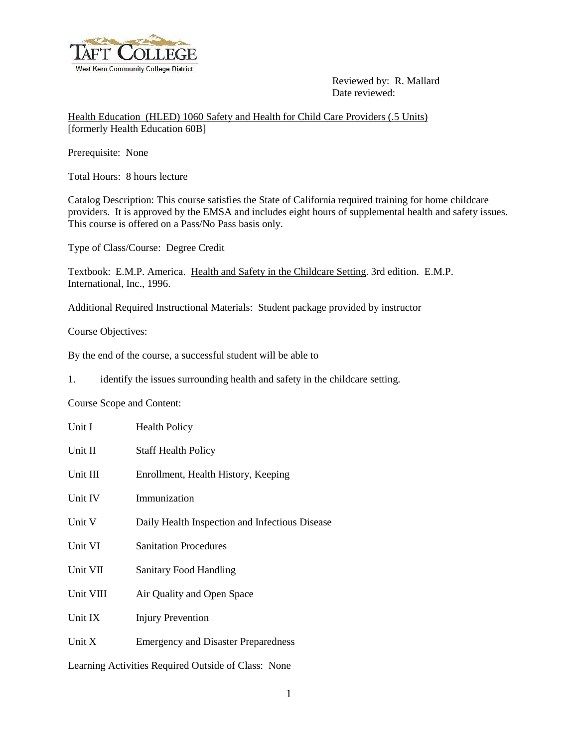Reviewed by: R. Mallard
Date reviewed:

Health Education (HLED) 1060 Safety and Health for Child Care Providers (.5 Units)
[formerly Health Education 60B]

Prerequisite: None

Total Hours: 8 hours lecture

Catalog Description: This course satisfies the State of California required training for home childcare providers. It is approved by the EMSA and includes eight hours of supplemental health and safety issues. This course is offered on a Pass/No Pass basis only.

Type of Class/Course: Degree Credit

Textbook: E.M.P. America. Health and Safety in the Childcare Setting. 3rd edition. E.M.P. International, Inc., 1996.

Additional Required Instructional Materials: Student package provided by instructor

Course Objectives:

By the end of the course, a successful student will be able to

1. identify the issues surrounding health and safety in the childcare setting.

Course Scope and Content:

| | |
|---|---|
| Unit I | Health Policy |
| Unit II | Staff Health Policy |
| Unit III | Enrollment, Health History, Keeping |
| Unit IV | Immunization |
| Unit V | Daily Health Inspection and Infectious Disease |
| Unit VI | Sanitation Procedures |
| Unit VII | Sanitary Food Handling |
| Unit VIII | Air Quality and Open Space |
| Unit IX | Injury Prevention |
| Unit X | Emergency and Disaster Preparedness |

Learning Activities Required Outside of Class: None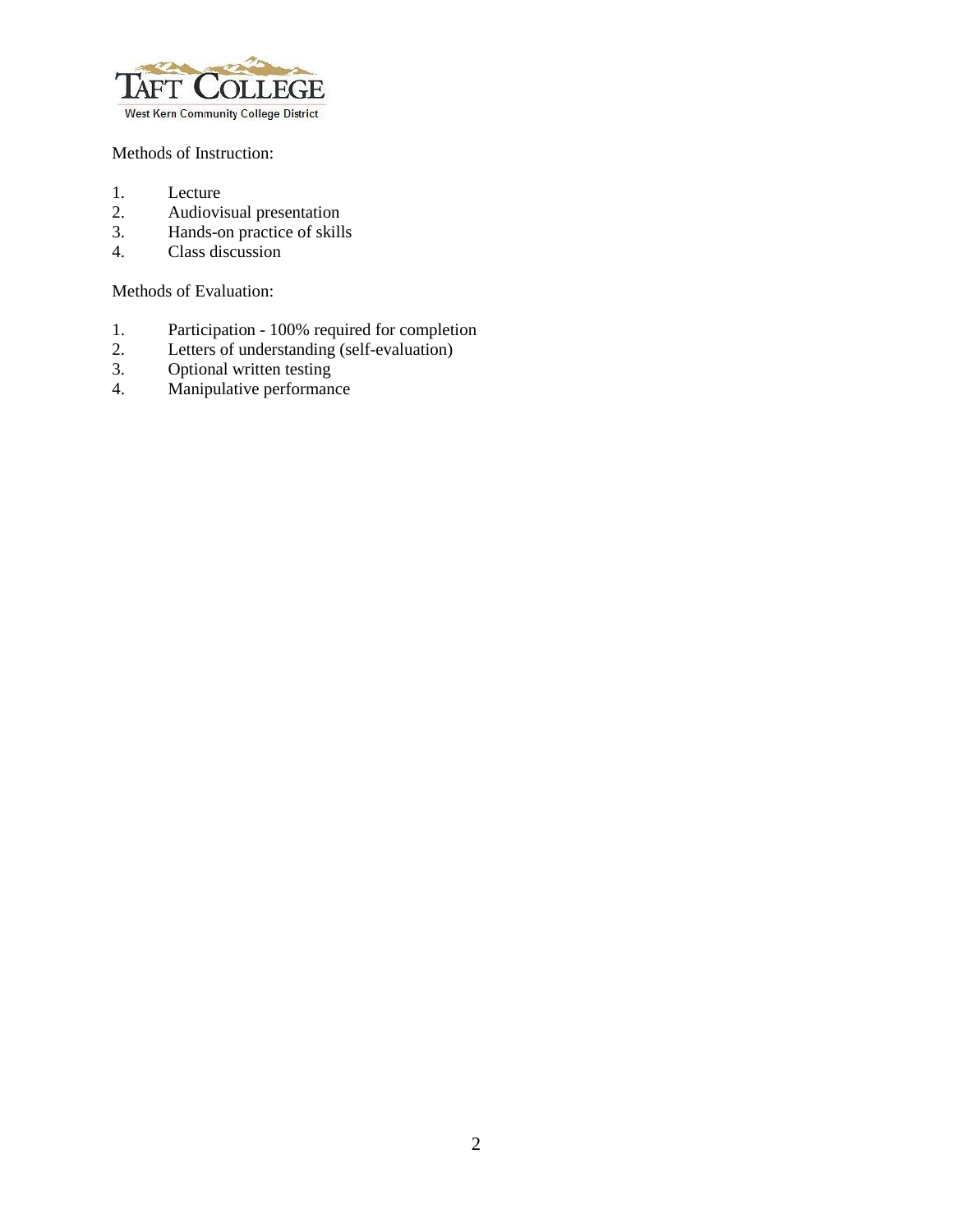Methods of Instruction:

1. Lecture
2. Audiovisual presentation
3. Hands-on practice of skills
4. Class discussion

Methods of Evaluation:

1. Participation - 100% required for completion
2. Letters of understanding (self-evaluation)
3. Optional written testing
4. Manipulative performance